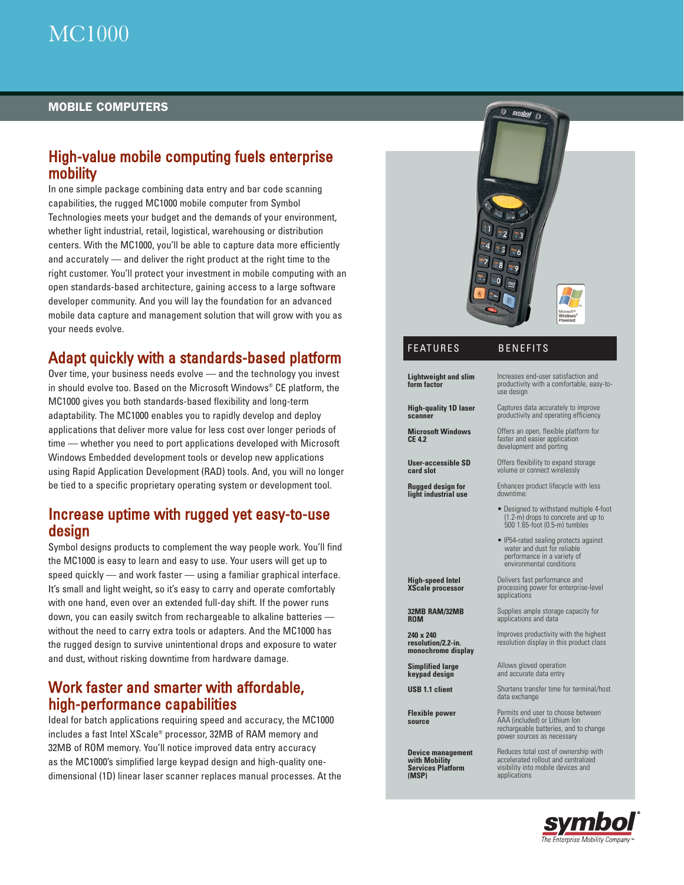# MC1000

**MOBILE COMPUTERS**

## High-value mobile computing fuels enterprise mobility

In one simple package combining data entry and bar code scanning capabilities, the rugged MC1000 mobile computer from Symbol Technologies meets your budget and the demands of your environment, whether light industrial, retail, logistical, warehousing or distribution centers. With the MC1000, you'll be able to capture data more efficiently and accurately — and deliver the right product at the right time to the right customer. You'll protect your investment in mobile computing with an open standards-based architecture, gaining access to a large software developer community. And you will lay the foundation for an advanced mobile data capture and management solution that will grow with you as your needs evolve.

## Adapt quickly with a standards-based platform

Over time, your business needs evolve — and the technology you invest in should evolve too. Based on the Microsoft Windows® CE platform, the MC1000 gives you both standards-based flexibility and long-term adaptability. The MC1000 enables you to rapidly develop and deploy applications that deliver more value for less cost over longer periods of time — whether you need to port applications developed with Microsoft Windows Embedded development tools or develop new applications using Rapid Application Development (RAD) tools. And, you will no longer be tied to a specific proprietary operating system or development tool.

## Increase uptime with rugged yet easy-to-use design

Symbol designs products to complement the way people work. You'll find the MC1000 is easy to learn and easy to use. Your users will get up to speed quickly — and work faster — using a familiar graphical interface. It's small and light weight, so it's easy to carry and operate comfortably with one hand, even over an extended full-day shift. If the power runs down, you can easily switch from rechargeable to alkaline batteries — without the need to carry extra tools or adapters. And the MC1000 has the rugged design to survive unintentional drops and exposure to water and dust, without risking downtime from hardware damage.

## Work faster and smarter with affordable, high-performance capabilities

Ideal for batch applications requiring speed and accuracy, the MC1000 includes a fast Intel XScale® processor, 32MB of RAM memory and 32MB of ROM memory. You'll notice improved data entry accuracy as the MC1000's simplified large keypad design and high-quality one-dimensional (1D) linear laser scanner replaces manual processes. At the

| FEATURES | BENEFITS |
|---|---|
| **Lightweight and slim form factor** | Increases end-user satisfaction and productivity with a comfortable, easy-to-use design |
| **High-quality 1D laser scanner** | Captures data accurately to improve productivity and operating efficiency |
| **Microsoft Windows CE 4.2** | Offers an open, flexible platform for faster and easier application development and porting |
| **User-accessible SD card slot** | Offers flexibility to expand storage volume or connect wirelessly |
| **Rugged design for light industrial use** | Enhances product lifecycle with less downtime: • Designed to withstand multiple 4-foot (1.2-m) drops to concrete and up to 500 1.65-foot (0.5-m) tumbles • IP54-rated sealing protects against water and dust for reliable performance in a variety of environmental conditions |
| **High-speed Intel XScale processor** | Delivers fast performance and processing power for enterprise-level applications |
| **32MB RAM/32MB ROM** | Supplies ample storage capacity for applications and data |
| **240 x 240 resolution/2.2-in. monochrome display** | Improves productivity with the highest resolution display in this product class |
| **Simplified large keypad design** | Allows gloved operation and accurate data entry |
| **USB 1.1 client** | Shortens transfer time for terminal/host data exchange |
| **Flexible power source** | Permits end user to choose between AAA (included) or Lithium Ion rechargeable batteries, and to change power sources as necessary |
| **Device management with Mobility Services Platform (MSP)** | Reduces total cost of ownership with accelerated rollout and centralized visibility into mobile devices and applications |

symbol
*The Enterprise Mobility Company™*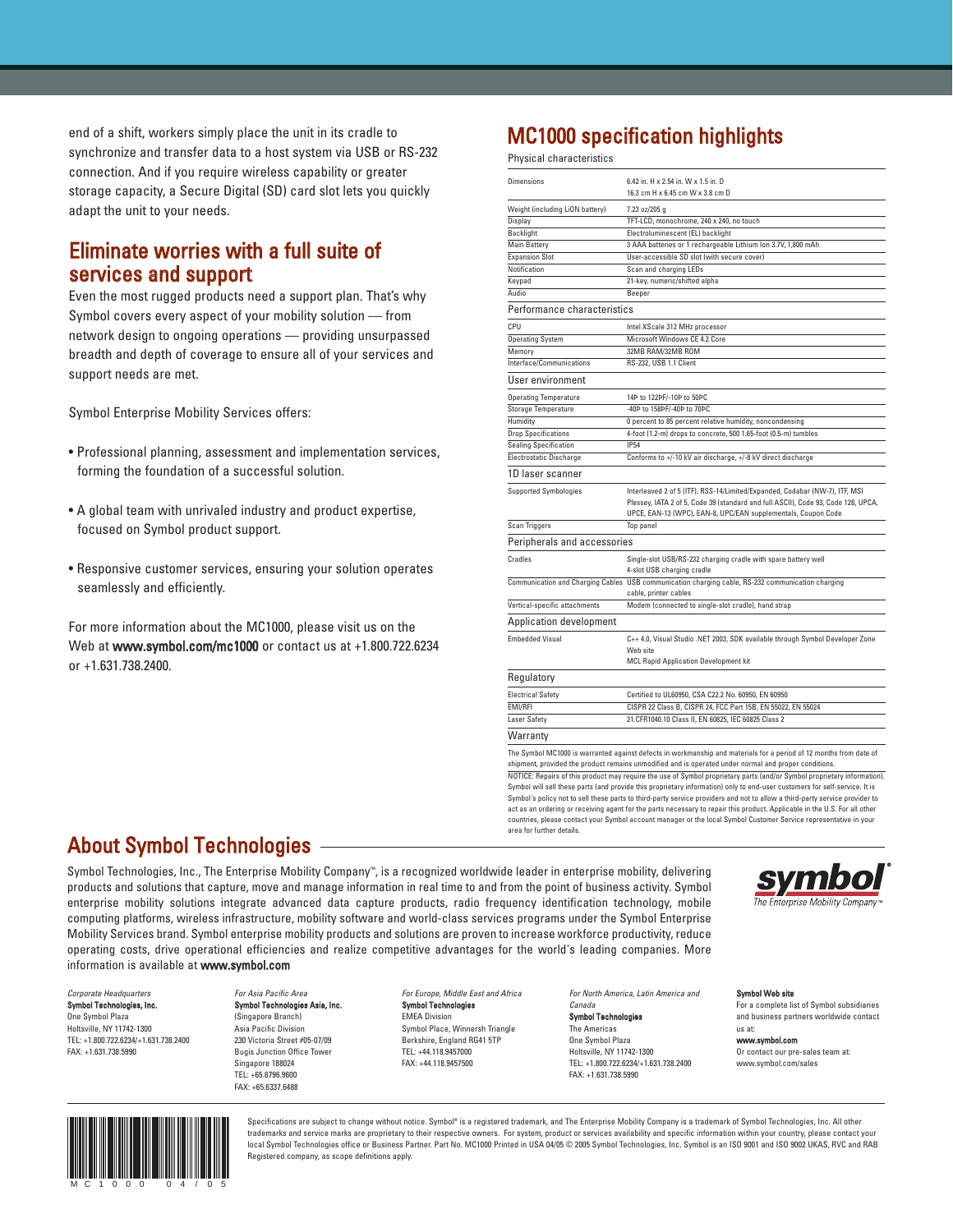end of a shift, workers simply place the unit in its cradle to synchronize and transfer data to a host system via USB or RS-232 connection. And if you require wireless capability or greater storage capacity, a Secure Digital (SD) card slot lets you quickly adapt the unit to your needs.

## Eliminate worries with a full suite of services and support

Even the most rugged products need a support plan. That's why Symbol covers every aspect of your mobility solution — from network design to ongoing operations — providing unsurpassed breadth and depth of coverage to ensure all of your services and support needs are met.

Symbol Enterprise Mobility Services offers:

- Professional planning, assessment and implementation services, forming the foundation of a successful solution.
- A global team with unrivaled industry and product expertise, focused on Symbol product support.
- Responsive customer services, ensuring your solution operates seamlessly and efficiently.

For more information about the MC1000, please visit us on the Web at **www.symbol.com/mc1000** or contact us at +1.800.722.6234 or +1.631.738.2400.

## MC1000 specification highlights

### Physical characteristics

| | |
|---|---|
| Dimensions | 6.42 in. H x 2.54 in. W x 1.5 in. D<br>16.3 cm H x 6.45 cm W x 3.8 cm D |
| Weight (including LiON battery) | 7.23 oz/205 g |
| Display | TFT-LCD, monochrome, 240 x 240, no touch |
| Backlight | Electroluminescent (EL) backlight |
| Main Battery | 3 AAA batteries or 1 rechargeable Lithium Ion 3.7V, 1,800 mAh |
| Expansion Slot | User-accessible SD slot (with secure cover) |
| Notification | Scan and charging LEDs |
| Keypad | 21-key, numeric/shifted alpha |
| Audio | Beeper |

### Performance characteristics

| | |
|---|---|
| CPU | Intel XScale 312 MHz processor |
| Operating System | Microsoft Windows CE 4.2 Core |
| Memory | 32MB RAM/32MB ROM |
| Interface/Communications | RS-232, USB 1.1 Client |

### User environment

| | |
|---|---|
| Operating Temperature | 14°F to 122°F/-10°C to 50°C |
| Storage Temperature | -40°F to 158°F/-40°C to 70°C |
| Humidity | 0 percent to 85 percent relative humidity, noncondensing |
| Drop Specifications | 4-foot (1.2-m) drops to concrete, 500 1.65-foot (0.5-m) tumbles |
| Sealing Specification | IP54 |
| Electrostatic Discharge | Conforms to +/-10 kV air discharge, +/-8 kV direct discharge |

### 1D laser scanner

| | |
|---|---|
| Supported Symbologies | Interleaved 2 of 5 (ITF), RSS-14/Limited/Expanded, Codabar (NW-7), ITF, MSI Plessey, IATA 2 of 5, Code 39 (standard and full ASCII), Code 93, Code 128, UPCA, UPCE, EAN-13 (WPC), EAN-8, UPC/EAN supplementals, Coupon Code |
| Scan Triggers | Top panel |

### Peripherals and accessories

| | |
|---|---|
| Cradles | Single-slot USB/RS-232 charging cradle with spare battery well<br>4-slot USB charging cradle |
| Communication and Charging Cables | USB communication charging cable, RS-232 communication charging cable, printer cables |
| Vertical-specific attachments | Modem (connected to single-slot cradle), hand strap |

### Application development

| | |
|---|---|
| Embedded Visual | C++ 4.0, Visual Studio .NET 2003, SDK available through Symbol Developer Zone Web site<br>MCL Rapid Application Development kit |

### Regulatory

| | |
|---|---|
| Electrical Safety | Certified to UL60950, CSA C22.2 No. 60950, EN 60950 |
| EMI/RFI | CISPR 22 Class B, CISPR 24, FCC Part 15B, EN 55022, EN 55024 |
| Laser Safety | 21.CFR1040.10 Class II, EN 60825, IEC 60825 Class 2 |

### Warranty

The Symbol MC1000 is warranted against defects in workmanship and materials for a period of 12 months from date of shipment, provided the product remains unmodified and is operated under normal and proper conditions.

NOTICE: Repairs of this product may require the use of Symbol proprietary parts (and/or Symbol proprietary information). Symbol will sell these parts (and provide this proprietary information) only to end-user customers for self-service. It is Symbol's policy not to sell these parts to third-party service providers and not to allow a third-party service provider to act as an ordering or receiving agent for the parts necessary to repair this product. Applicable in the U.S. For all other countries, please contact your Symbol account manager or the local Symbol Customer Service representative in your area for further details.

## About Symbol Technologies

Symbol Technologies, Inc., The Enterprise Mobility Company™, is a recognized worldwide leader in enterprise mobility, delivering products and solutions that capture, move and manage information in real time to and from the point of business activity. Symbol enterprise mobility solutions integrate advanced data capture products, radio frequency identification technology, mobile computing platforms, wireless infrastructure, mobility software and world-class services programs under the Symbol Enterprise Mobility Services brand. Symbol enterprise mobility products and solutions are proven to increase workforce productivity, reduce operating costs, drive operational efficiencies and realize competitive advantages for the world's leading companies. More information is available at **www.symbol.com**

symbol® The Enterprise Mobility Company™

*Corporate Headquarters*
**Symbol Technologies, Inc.**
One Symbol Plaza
Holtsville, NY 11742-1300
TEL: +1.800.722.6234/+1.631.738.2400
FAX: +1.631.738.5990

*For Asia Pacific Area*
**Symbol Technologies Asia, Inc.**
(Singapore Branch)
Asia Pacific Division
230 Victoria Street #05-07/09
Bugis Junction Office Tower
Singapore 188024
TEL: +65.6796.9600
FAX: +65.6337.6488

*For Europe, Middle East and Africa*
**Symbol Technologies**
EMEA Division
Symbol Place, Winnersh Triangle
Berkshire, England RG41 5TP
TEL: +44.118.9457000
FAX: +44.118.9457500

*For North America, Latin America and Canada*
**Symbol Technologies**
The Americas
One Symbol Plaza
Holtsville, NY 11742-1300
TEL: +1.800.722.6234/+1.631.738.2400
FAX: +1.631.738.5990

**Symbol Web site**
For a complete list of Symbol subsidiaries and business partners worldwide contact us at:
**www.symbol.com**
Or contact our pre-sales team at:
www.symbol.com/sales

MC1000 04/05

Specifications are subject to change without notice. Symbol® is a registered trademark, and The Enterprise Mobility Company is a trademark of Symbol Technologies, Inc. All other trademarks and service marks are proprietary to their respective owners. For system, product or services availability and specific information within your country, please contact your local Symbol Technologies office or Business Partner. Part No. MC1000 Printed in USA 04/05 © 2005 Symbol Technologies, Inc. Symbol is an ISO 9001 and ISO 9002 UKAS, RVC and RAB Registered company, as scope definitions apply.